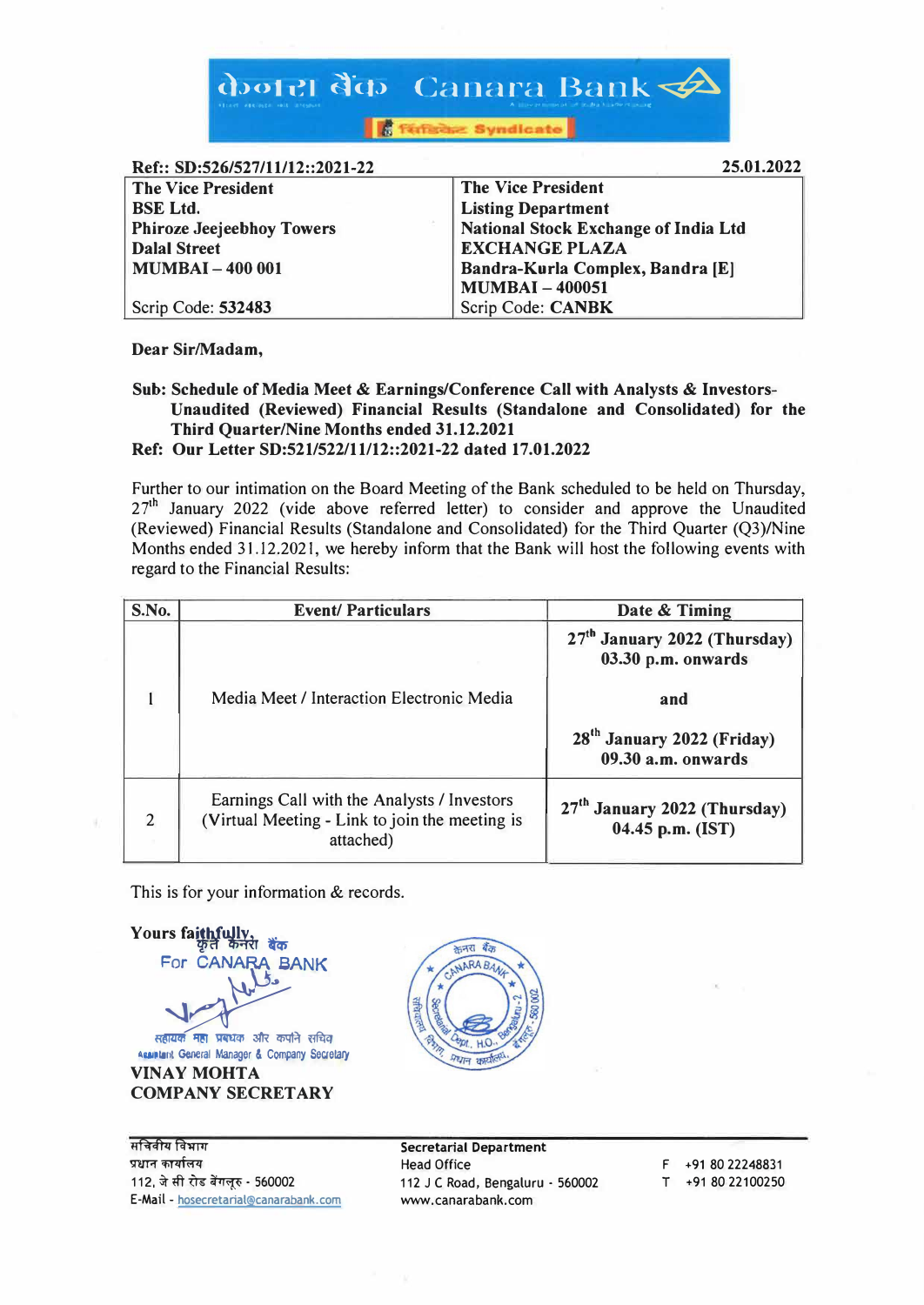केनरा बैंक Canara Bank

सिंडिकेट Syndicate

**Ref:: SD:526/527/11/12::2021-22** **25.01.2022**

| **The Vice President**<br>**BSE Ltd.**<br>**Phiroze Jeejeebhoy Towers**<br>**Dalal Street**<br>**MUMBAI – 400 001**<br><br>Scrip Code: **532483** | **The Vice President**<br>**Listing Department**<br>**National Stock Exchange of India Ltd**<br>**EXCHANGE PLAZA**<br>**Bandra-Kurla Complex, Bandra [E]**<br>**MUMBAI – 400051**<br>Scrip Code: **CANBK** |
|---|---|

**Dear Sir/Madam,**

**Sub: Schedule of Media Meet & Earnings/Conference Call with Analysts & Investors- Unaudited (Reviewed) Financial Results (Standalone and Consolidated) for the Third Quarter/Nine Months ended 31.12.2021**

**Ref: Our Letter SD:521/522/11/12::2021-22 dated 17.01.2022**

Further to our intimation on the Board Meeting of the Bank scheduled to be held on Thursday, 27th January 2022 (vide above referred letter) to consider and approve the Unaudited (Reviewed) Financial Results (Standalone and Consolidated) for the Third Quarter (Q3)/Nine Months ended 31.12.2021, we hereby inform that the Bank will host the following events with regard to the Financial Results:

| S.No. | Event/ Particulars | Date & Timing |
|---|---|---|
| 1 | Media Meet / Interaction Electronic Media | **27th January 2022 (Thursday) 03.30 p.m. onwards**<br><br>**and**<br><br>**28th January 2022 (Friday) 09.30 a.m. onwards** |
| 2 | Earnings Call with the Analysts / Investors (Virtual Meeting - Link to join the meeting is attached) | **27th January 2022 (Thursday) 04.45 p.m. (IST)** |

This is for your information & records.

**Yours faithfully,**

कृते केनरा बैंक
For CANARA BANK

सहायक महा प्रबंधक और कंपनी सचिव
Assistant General Manager & Company Secretary

**VINAY MOHTA**
**COMPANY SECRETARY**

सचिवीय विभाग
प्रधान कार्यालय
112, जे सी रोड बेंगलूरु - 560002
E-Mail - hosecretarial@canarabank.com

**Secretarial Department**
Head Office
112 J C Road, Bengaluru - 560002
www.canarabank.com

F +91 80 22248831
T +91 80 22100250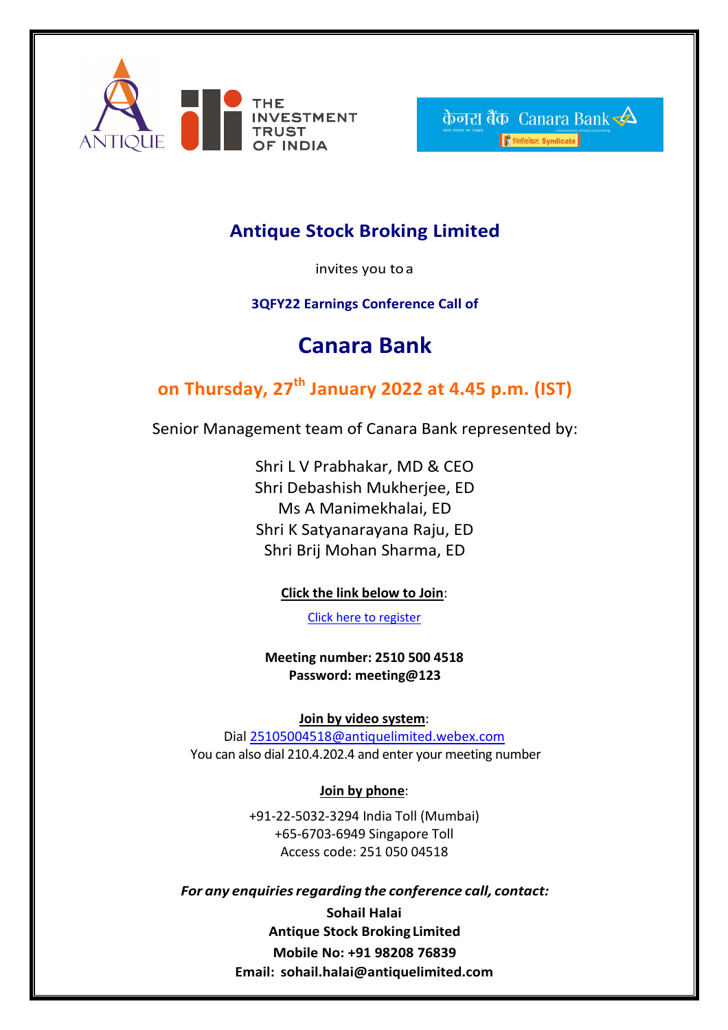## Antique Stock Broking Limited

invites you to a

**3QFY22 Earnings Conference Call of**

# Canara Bank

## on Thursday, 27th January 2022 at 4.45 p.m. (IST)

Senior Management team of Canara Bank represented by:

Shri L V Prabhakar, MD & CEO
Shri Debashish Mukherjee, ED
Ms A Manimekhalai, ED
Shri K Satyanarayana Raju, ED
Shri Brij Mohan Sharma, ED

**Click the link below to Join**:

Click here to register

**Meeting number: 2510 500 4518**
**Password: meeting@123**

**Join by video system**:
Dial 25105004518@antiquelimited.webex.com
You can also dial 210.4.202.4 and enter your meeting number

**Join by phone**:

+91-22-5032-3294 India Toll (Mumbai)
+65-6703-6949 Singapore Toll
Access code: 251 050 04518

***For any enquiries regarding the conference call, contact:***

**Sohail Halai**
**Antique Stock Broking Limited**
**Mobile No: +91 98208 76839**
**Email: sohail.halai@antiquelimited.com**